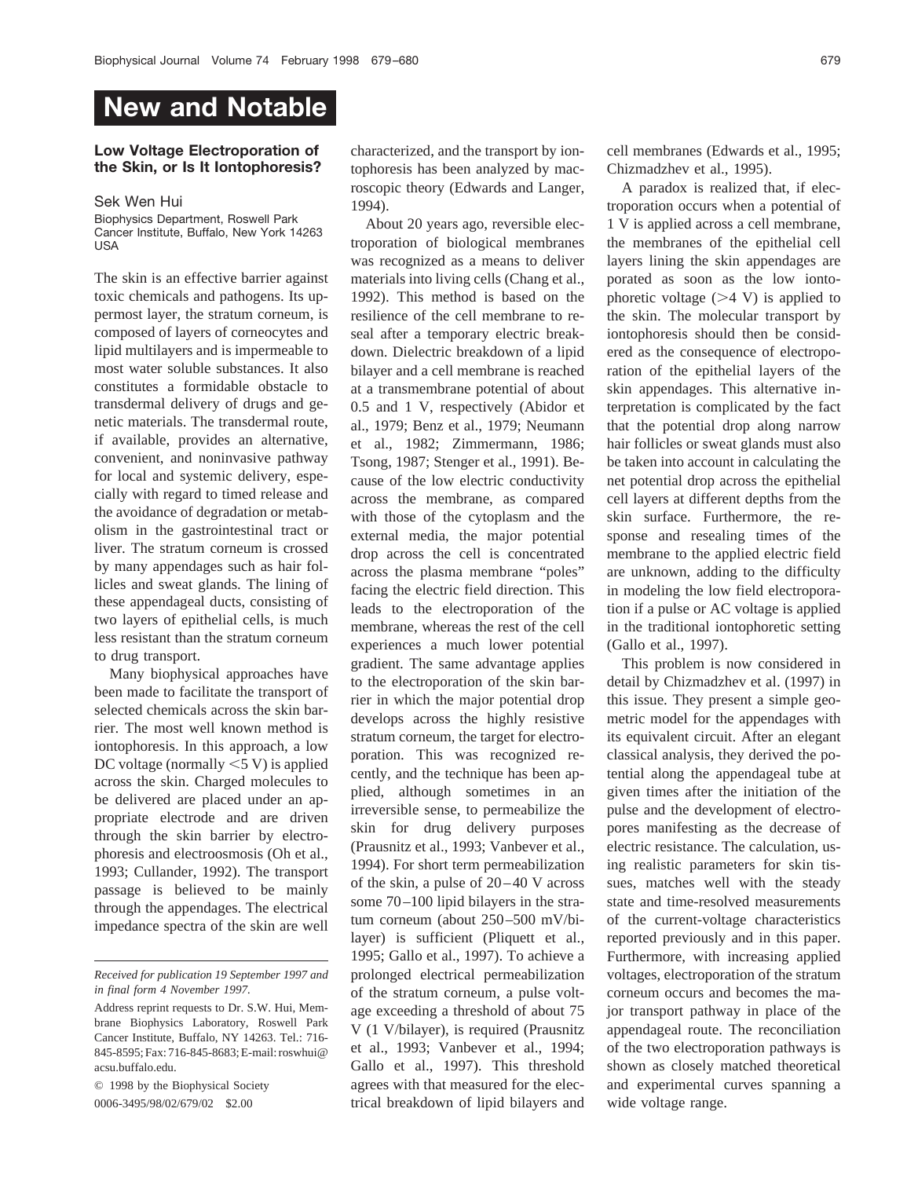# New and Notable

## Low Voltage Electroporation of the Skin, or Is It Iontophoresis?

Sek Wen Hui

Biophysics Department, Roswell Park Cancer Institute, Buffalo, New York 14263 USA

The skin is an effective barrier against toxic chemicals and pathogens. Its uppermost layer, the stratum corneum, is composed of layers of corneocytes and lipid multilayers and is impermeable to most water soluble substances. It also constitutes a formidable obstacle to transdermal delivery of drugs and genetic materials. The transdermal route, if available, provides an alternative, convenient, and noninvasive pathway for local and systemic delivery, especially with regard to timed release and the avoidance of degradation or metabolism in the gastrointestinal tract or liver. The stratum corneum is crossed by many appendages such as hair follicles and sweat glands. The lining of these appendageal ducts, consisting of two layers of epithelial cells, is much less resistant than the stratum corneum to drug transport.

Many biophysical approaches have been made to facilitate the transport of selected chemicals across the skin barrier. The most well known method is iontophoresis. In this approach, a low DC voltage (normally $<5$ V) is applied across the skin. Charged molecules to be delivered are placed under an appropriate electrode and are driven through the skin barrier by electrophoresis and electroosmosis (Oh et al., 1993; Cullander, 1992). The transport passage is believed to be mainly through the appendages. The electrical impedance spectra of the skin are well characterized, and the transport by iontophoresis has been analyzed by macroscopic theory (Edwards and Langer, 1994).

About 20 years ago, reversible electroporation of biological membranes was recognized as a means to deliver materials into living cells (Chang et al., 1992). This method is based on the resilience of the cell membrane to reseal after a temporary electric breakdown. Dielectric breakdown of a lipid bilayer and a cell membrane is reached at a transmembrane potential of about 0.5 and 1 V, respectively (Abidor et al., 1979; Benz et al., 1979; Neumann et al., 1982; Zimmermann, 1986; Tsong, 1987; Stenger et al., 1991). Because of the low electric conductivity across the membrane, as compared with those of the cytoplasm and the external media, the major potential drop across the cell is concentrated across the plasma membrane "poles" facing the electric field direction. This leads to the electroporation of the membrane, whereas the rest of the cell experiences a much lower potential gradient. The same advantage applies to the electroporation of the skin barrier in which the major potential drop develops across the highly resistive stratum corneum, the target for electroporation. This was recognized recently, and the technique has been applied, although sometimes in an irreversible sense, to permeabilize the skin for drug delivery purposes (Prausnitz et al., 1993; Vanbever et al., 1994). For short term permeabilization of the skin, a pulse of 20–40 V across some 70–100 lipid bilayers in the stratum corneum (about 250–500 mV/bilayer) is sufficient (Pliquett et al., 1995; Gallo et al., 1997). To achieve a prolonged electrical permeabilization of the stratum corneum, a pulse voltage exceeding a threshold of about 75 V (1 V/bilayer), is required (Prausnitz et al., 1993; Vanbever et al., 1994; Gallo et al., 1997). This threshold agrees with that measured for the electrical breakdown of lipid bilayers and cell membranes (Edwards et al., 1995; Chizmadzhev et al., 1995).

A paradox is realized that, if electroporation occurs when a potential of 1 V is applied across a cell membrane, the membranes of the epithelial cell layers lining the skin appendages are porated as soon as the low iontophoretic voltage ($>4$ V) is applied to the skin. The molecular transport by iontophoresis should then be considered as the consequence of electroporation of the epithelial layers of the skin appendages. This alternative interpretation is complicated by the fact that the potential drop along narrow hair follicles or sweat glands must also be taken into account in calculating the net potential drop across the epithelial cell layers at different depths from the skin surface. Furthermore, the response and resealing times of the membrane to the applied electric field are unknown, adding to the difficulty in modeling the low field electroporation if a pulse or AC voltage is applied in the traditional iontophoretic setting (Gallo et al., 1997).

This problem is now considered in detail by Chizmadzhev et al. (1997) in this issue. They present a simple geometric model for the appendages with its equivalent circuit. After an elegant classical analysis, they derived the potential along the appendageal tube at given times after the initiation of the pulse and the development of electropores manifesting as the decrease of electric resistance. The calculation, using realistic parameters for skin tissues, matches well with the steady state and time-resolved measurements of the current-voltage characteristics reported previously and in this paper. Furthermore, with increasing applied voltages, electroporation of the stratum corneum occurs and becomes the major transport pathway in place of the appendageal route. The reconciliation of the two electroporation pathways is shown as closely matched theoretical and experimental curves spanning a wide voltage range.

---

*Received for publication 19 September 1997 and in final form 4 November 1997.*

Address reprint requests to Dr. S.W. Hui, Membrane Biophysics Laboratory, Roswell Park Cancer Institute, Buffalo, NY 14263. Tel.: 716-845-8595; Fax: 716-845-8683; E-mail: roswhui@acsu.buffalo.edu.

© 1998 by the Biophysical Society

0006-3495/98/02/679/02 $2.00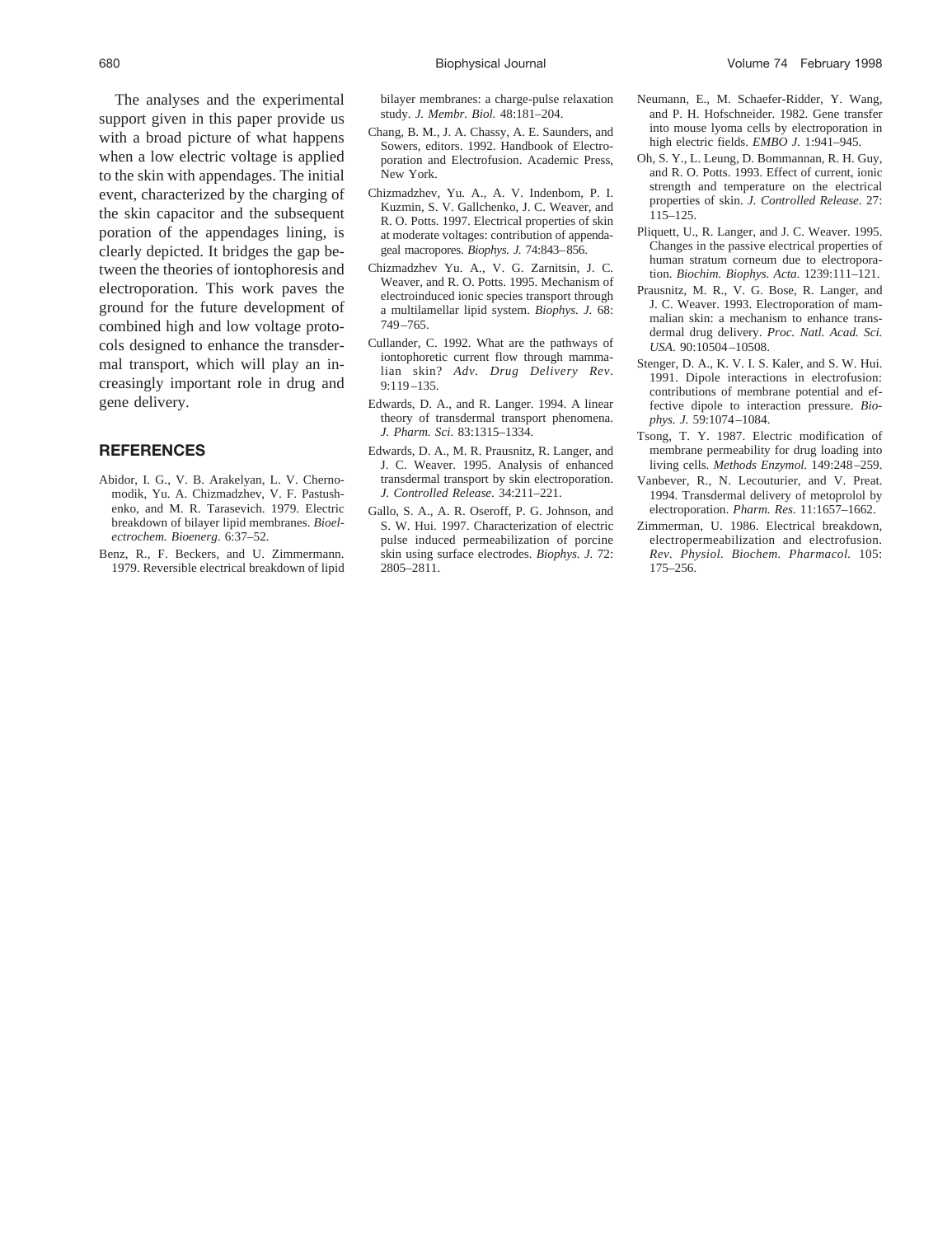The analyses and the experimental support given in this paper provide us with a broad picture of what happens when a low electric voltage is applied to the skin with appendages. The initial event, characterized by the charging of the skin capacitor and the subsequent poration of the appendages lining, is clearly depicted. It bridges the gap between the theories of iontophoresis and electroporation. This work paves the ground for the future development of combined high and low voltage protocols designed to enhance the transdermal transport, which will play an increasingly important role in drug and gene delivery.

## REFERENCES

Abidor, I. G., V. B. Arakelyan, L. V. Chernomodik, Yu. A. Chizmadzhev, V. F. Pastushenko, and M. R. Tarasevich. 1979. Electric breakdown of bilayer lipid membranes. *Bioelectrochem. Bioenerg.* 6:37–52.

Benz, R., F. Beckers, and U. Zimmermann. 1979. Reversible electrical breakdown of lipid bilayer membranes: a charge-pulse relaxation study. *J. Membr. Biol.* 48:181–204.

Chang, B. M., J. A. Chassy, A. E. Saunders, and Sowers, editors. 1992. Handbook of Electroporation and Electrofusion. Academic Press, New York.

Chizmadzhev, Yu. A., A. V. Indenbom, P. I. Kuzmin, S. V. Gallchenko, J. C. Weaver, and R. O. Potts. 1997. Electrical properties of skin at moderate voltages: contribution of appendageal macropores. *Biophys. J.* 74:843–856.

Chizmadzhev Yu. A., V. G. Zarnitsin, J. C. Weaver, and R. O. Potts. 1995. Mechanism of electroinduced ionic species transport through a multilamellar lipid system. *Biophys. J.* 68: 749–765.

Cullander, C. 1992. What are the pathways of iontophoretic current flow through mammalian skin? *Adv. Drug Delivery Rev.* 9:119–135.

Edwards, D. A., and R. Langer. 1994. A linear theory of transdermal transport phenomena. *J. Pharm. Sci.* 83:1315–1334.

Edwards, D. A., M. R. Prausnitz, R. Langer, and J. C. Weaver. 1995. Analysis of enhanced transdermal transport by skin electroporation. *J. Controlled Release.* 34:211–221.

Gallo, S. A., A. R. Oseroff, P. G. Johnson, and S. W. Hui. 1997. Characterization of electric pulse induced permeabilization of porcine skin using surface electrodes. *Biophys. J.* 72: 2805–2811.

Neumann, E., M. Schaefer-Ridder, Y. Wang, and P. H. Hofschneider. 1982. Gene transfer into mouse lyoma cells by electroporation in high electric fields. *EMBO J.* 1:941–945.

Oh, S. Y., L. Leung, D. Bommannan, R. H. Guy, and R. O. Potts. 1993. Effect of current, ionic strength and temperature on the electrical properties of skin. *J. Controlled Release.* 27: 115–125.

Pliquett, U., R. Langer, and J. C. Weaver. 1995. Changes in the passive electrical properties of human stratum corneum due to electroporation. *Biochim. Biophys. Acta.* 1239:111–121.

Prausnitz, M. R., V. G. Bose, R. Langer, and J. C. Weaver. 1993. Electroporation of mammalian skin: a mechanism to enhance transdermal drug delivery. *Proc. Natl. Acad. Sci. USA.* 90:10504–10508.

Stenger, D. A., K. V. I. S. Kaler, and S. W. Hui. 1991. Dipole interactions in electrofusion: contributions of membrane potential and effective dipole to interaction pressure. *Biophys. J.* 59:1074–1084.

Tsong, T. Y. 1987. Electric modification of membrane permeability for drug loading into living cells. *Methods Enzymol.* 149:248–259.

Vanbever, R., N. Lecouturier, and V. Preat. 1994. Transdermal delivery of metoprolol by electroporation. *Pharm. Res.* 11:1657–1662.

Zimmerman, U. 1986. Electrical breakdown, electropermeabilization and electrofusion. *Rev. Physiol. Biochem. Pharmacol.* 105: 175–256.